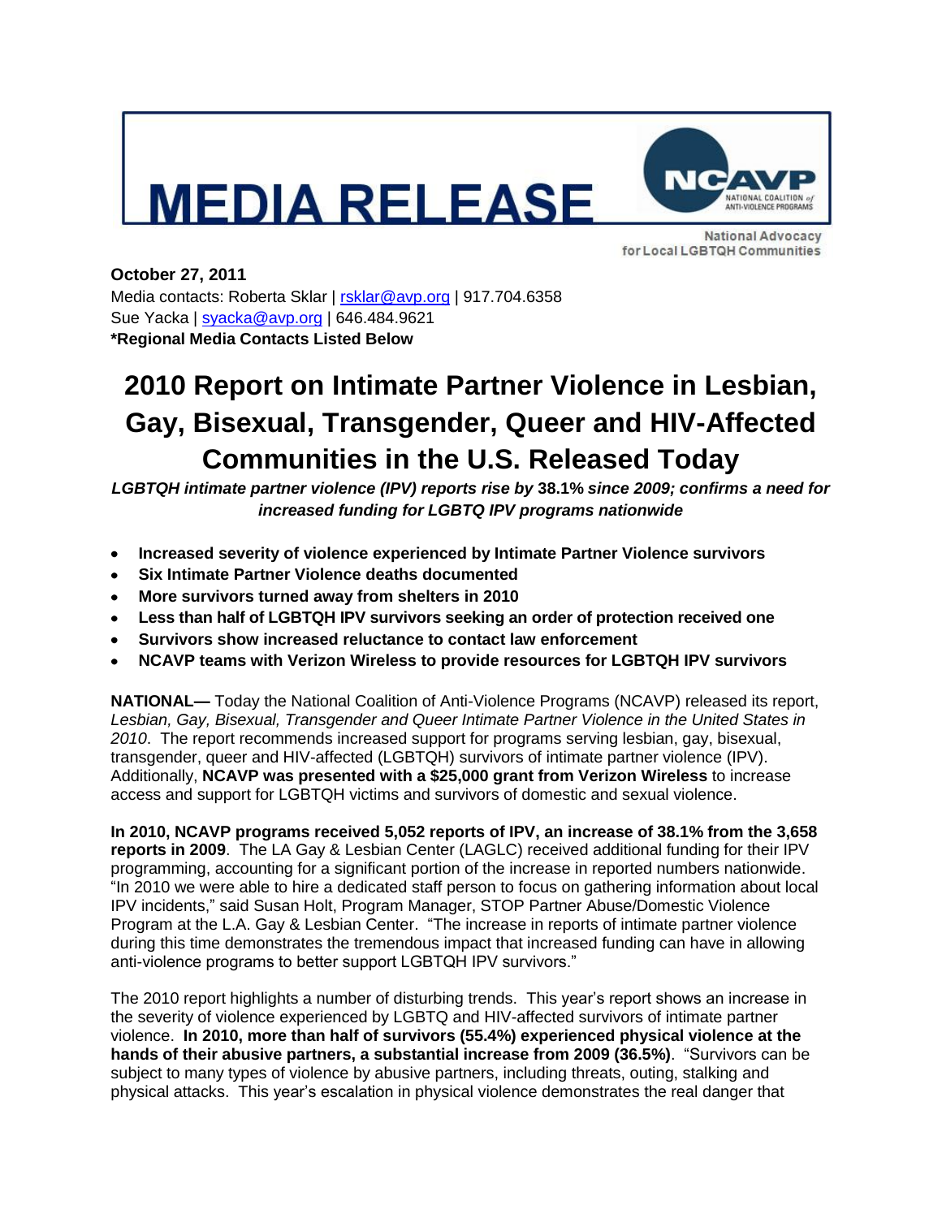# MEDIA RELEASE

NCAVP NATIONAL COALITION of ANTI-VIOLENCE PROGRAMS

National Advocacy for Local LGBTQH Communities

**October 27, 2011**
Media contacts: Roberta Sklar | rsklar@avp.org | 917.704.6358
Sue Yacka | syacka@avp.org | 646.484.9621
**\*Regional Media Contacts Listed Below**

## 2010 Report on Intimate Partner Violence in Lesbian, Gay, Bisexual, Transgender, Queer and HIV-Affected Communities in the U.S. Released Today

***LGBTQH intimate partner violence (IPV) reports rise by* 38.1%** ***since 2009; confirms a need for increased funding for LGBTQ IPV programs nationwide***

- **Increased severity of violence experienced by Intimate Partner Violence survivors**
- **Six Intimate Partner Violence deaths documented**
- **More survivors turned away from shelters in 2010**
- **Less than half of LGBTQH IPV survivors seeking an order of protection received one**
- **Survivors show increased reluctance to contact law enforcement**
- **NCAVP teams with Verizon Wireless to provide resources for LGBTQH IPV survivors**

**NATIONAL—** Today the National Coalition of Anti-Violence Programs (NCAVP) released its report, *Lesbian, Gay, Bisexual, Transgender and Queer Intimate Partner Violence in the United States in 2010*. The report recommends increased support for programs serving lesbian, gay, bisexual, transgender, queer and HIV-affected (LGBTQH) survivors of intimate partner violence (IPV). Additionally, **NCAVP was presented with a $25,000 grant from Verizon Wireless** to increase access and support for LGBTQH victims and survivors of domestic and sexual violence.

**In 2010, NCAVP programs received 5,052 reports of IPV, an increase of 38.1% from the 3,658 reports in 2009**. The LA Gay & Lesbian Center (LAGLC) received additional funding for their IPV programming, accounting for a significant portion of the increase in reported numbers nationwide. "In 2010 we were able to hire a dedicated staff person to focus on gathering information about local IPV incidents," said Susan Holt, Program Manager, STOP Partner Abuse/Domestic Violence Program at the L.A. Gay & Lesbian Center. "The increase in reports of intimate partner violence during this time demonstrates the tremendous impact that increased funding can have in allowing anti-violence programs to better support LGBTQH IPV survivors."

The 2010 report highlights a number of disturbing trends. This year's report shows an increase in the severity of violence experienced by LGBTQ and HIV-affected survivors of intimate partner violence. **In 2010, more than half of survivors (55.4%) experienced physical violence at the hands of their abusive partners, a substantial increase from 2009 (36.5%)**. "Survivors can be subject to many types of violence by abusive partners, including threats, outing, stalking and physical attacks. This year's escalation in physical violence demonstrates the real danger that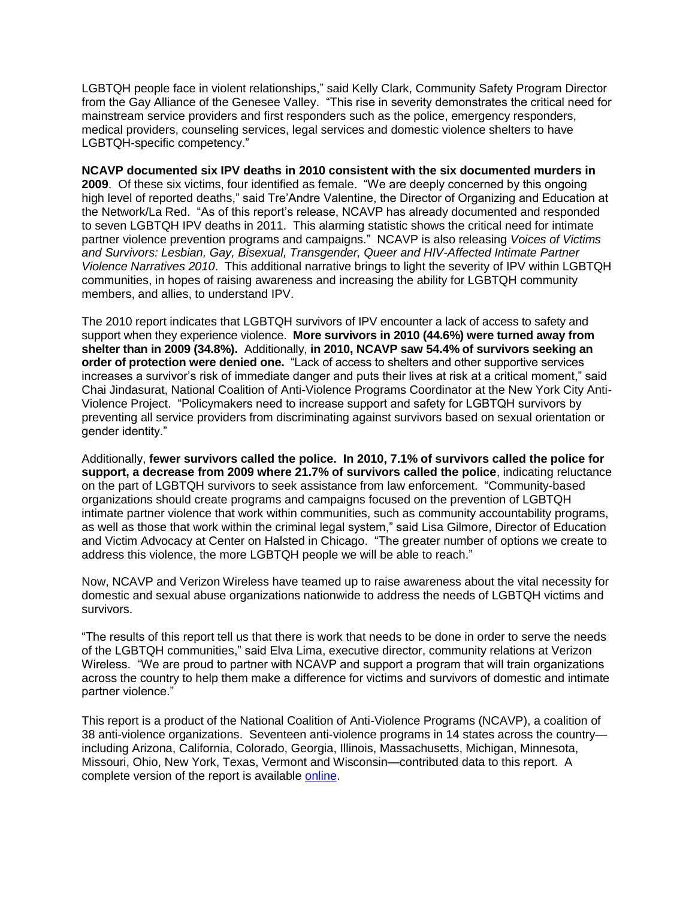LGBTQH people face in violent relationships," said Kelly Clark, Community Safety Program Director from the Gay Alliance of the Genesee Valley. "This rise in severity demonstrates the critical need for mainstream service providers and first responders such as the police, emergency responders, medical providers, counseling services, legal services and domestic violence shelters to have LGBTQH-specific competency."

**NCAVP documented six IPV deaths in 2010 consistent with the six documented murders in 2009**. Of these six victims, four identified as female. "We are deeply concerned by this ongoing high level of reported deaths," said Tre'Andre Valentine, the Director of Organizing and Education at the Network/La Red. "As of this report's release, NCAVP has already documented and responded to seven LGBTQH IPV deaths in 2011. This alarming statistic shows the critical need for intimate partner violence prevention programs and campaigns." NCAVP is also releasing *Voices of Victims and Survivors: Lesbian, Gay, Bisexual, Transgender, Queer and HIV-Affected Intimate Partner Violence Narratives 2010*. This additional narrative brings to light the severity of IPV within LGBTQH communities, in hopes of raising awareness and increasing the ability for LGBTQH community members, and allies, to understand IPV.

The 2010 report indicates that LGBTQH survivors of IPV encounter a lack of access to safety and support when they experience violence. **More survivors in 2010 (44.6%) were turned away from shelter than in 2009 (34.8%).** Additionally, **in 2010, NCAVP saw 54.4% of survivors seeking an order of protection were denied one.** "Lack of access to shelters and other supportive services increases a survivor's risk of immediate danger and puts their lives at risk at a critical moment," said Chai Jindasurat, National Coalition of Anti-Violence Programs Coordinator at the New York City Anti-Violence Project. "Policymakers need to increase support and safety for LGBTQH survivors by preventing all service providers from discriminating against survivors based on sexual orientation or gender identity."

Additionally, **fewer survivors called the police. In 2010, 7.1% of survivors called the police for support, a decrease from 2009 where 21.7% of survivors called the police**, indicating reluctance on the part of LGBTQH survivors to seek assistance from law enforcement. "Community-based organizations should create programs and campaigns focused on the prevention of LGBTQH intimate partner violence that work within communities, such as community accountability programs, as well as those that work within the criminal legal system," said Lisa Gilmore, Director of Education and Victim Advocacy at Center on Halsted in Chicago. "The greater number of options we create to address this violence, the more LGBTQH people we will be able to reach."

Now, NCAVP and Verizon Wireless have teamed up to raise awareness about the vital necessity for domestic and sexual abuse organizations nationwide to address the needs of LGBTQH victims and survivors.

"The results of this report tell us that there is work that needs to be done in order to serve the needs of the LGBTQH communities," said Elva Lima, executive director, community relations at Verizon Wireless. "We are proud to partner with NCAVP and support a program that will train organizations across the country to help them make a difference for victims and survivors of domestic and intimate partner violence."

This report is a product of the National Coalition of Anti-Violence Programs (NCAVP), a coalition of 38 anti-violence organizations. Seventeen anti-violence programs in 14 states across the country—including Arizona, California, Colorado, Georgia, Illinois, Massachusetts, Michigan, Minnesota, Missouri, Ohio, New York, Texas, Vermont and Wisconsin—contributed data to this report. A complete version of the report is available online.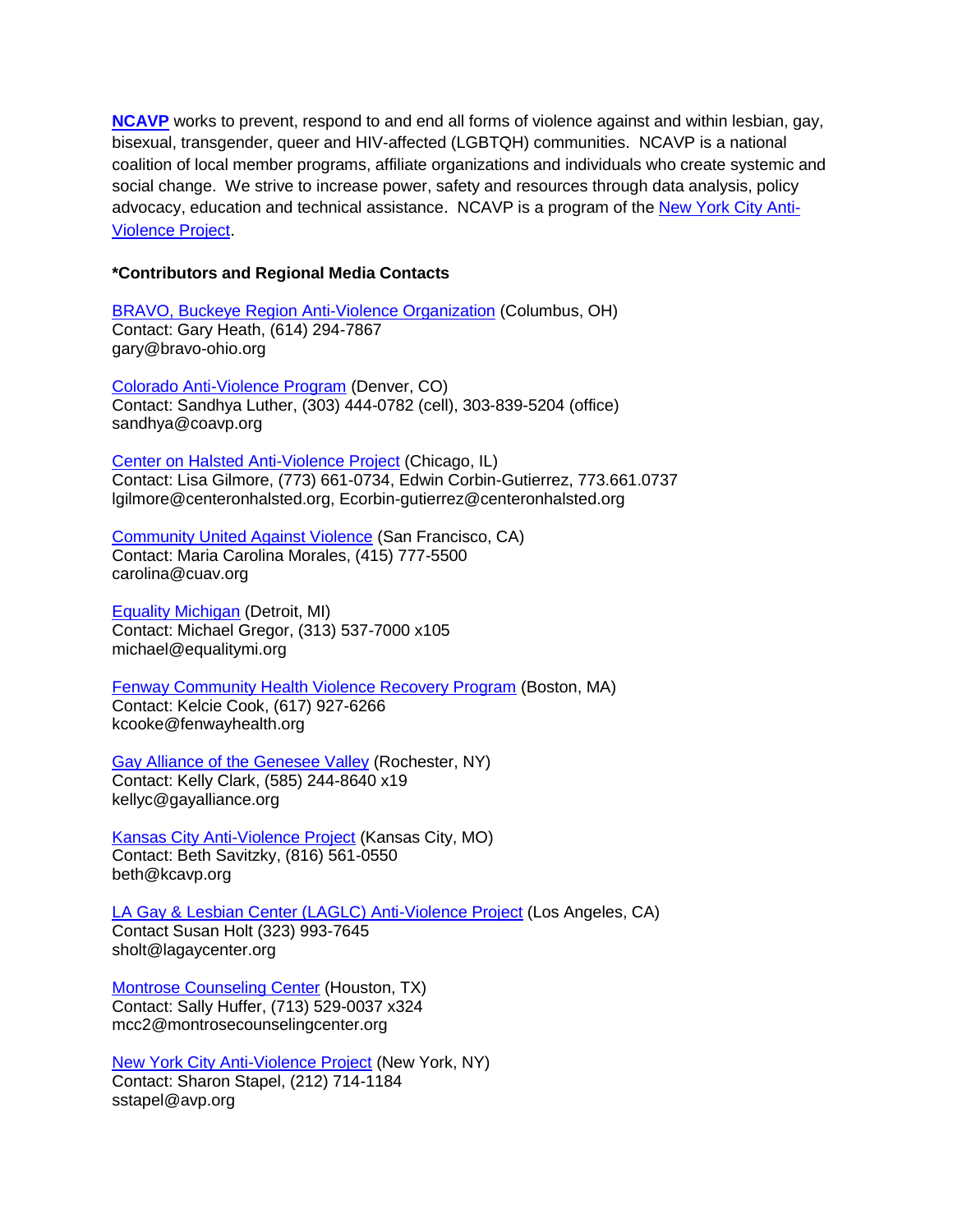**NCAVP** works to prevent, respond to and end all forms of violence against and within lesbian, gay, bisexual, transgender, queer and HIV-affected (LGBTQH) communities. NCAVP is a national coalition of local member programs, affiliate organizations and individuals who create systemic and social change. We strive to increase power, safety and resources through data analysis, policy advocacy, education and technical assistance. NCAVP is a program of the New York City Anti-Violence Project.

**\*Contributors and Regional Media Contacts**

BRAVO, Buckeye Region Anti-Violence Organization (Columbus, OH)
Contact: Gary Heath, (614) 294-7867
gary@bravo-ohio.org

Colorado Anti-Violence Program (Denver, CO)
Contact: Sandhya Luther, (303) 444-0782 (cell), 303-839-5204 (office)
sandhya@coavp.org

Center on Halsted Anti-Violence Project (Chicago, IL)
Contact: Lisa Gilmore, (773) 661-0734, Edwin Corbin-Gutierrez, 773.661.0737
lgilmore@centeronhalsted.org, Ecorbin-gutierrez@centeronhalsted.org

Community United Against Violence (San Francisco, CA)
Contact: Maria Carolina Morales, (415) 777-5500
carolina@cuav.org

Equality Michigan (Detroit, MI)
Contact: Michael Gregor, (313) 537-7000 x105
michael@equalitymi.org

Fenway Community Health Violence Recovery Program (Boston, MA)
Contact: Kelcie Cook, (617) 927-6266
kcooke@fenwayhealth.org

Gay Alliance of the Genesee Valley (Rochester, NY)
Contact: Kelly Clark, (585) 244-8640 x19
kellyc@gayalliance.org

Kansas City Anti-Violence Project (Kansas City, MO)
Contact: Beth Savitzky, (816) 561-0550
beth@kcavp.org

LA Gay & Lesbian Center (LAGLC) Anti-Violence Project (Los Angeles, CA)
Contact Susan Holt (323) 993-7645
sholt@lagaycenter.org

Montrose Counseling Center (Houston, TX)
Contact: Sally Huffer, (713) 529-0037 x324
mcc2@montrosecounselingcenter.org

New York City Anti-Violence Project (New York, NY)
Contact: Sharon Stapel, (212) 714-1184
sstapel@avp.org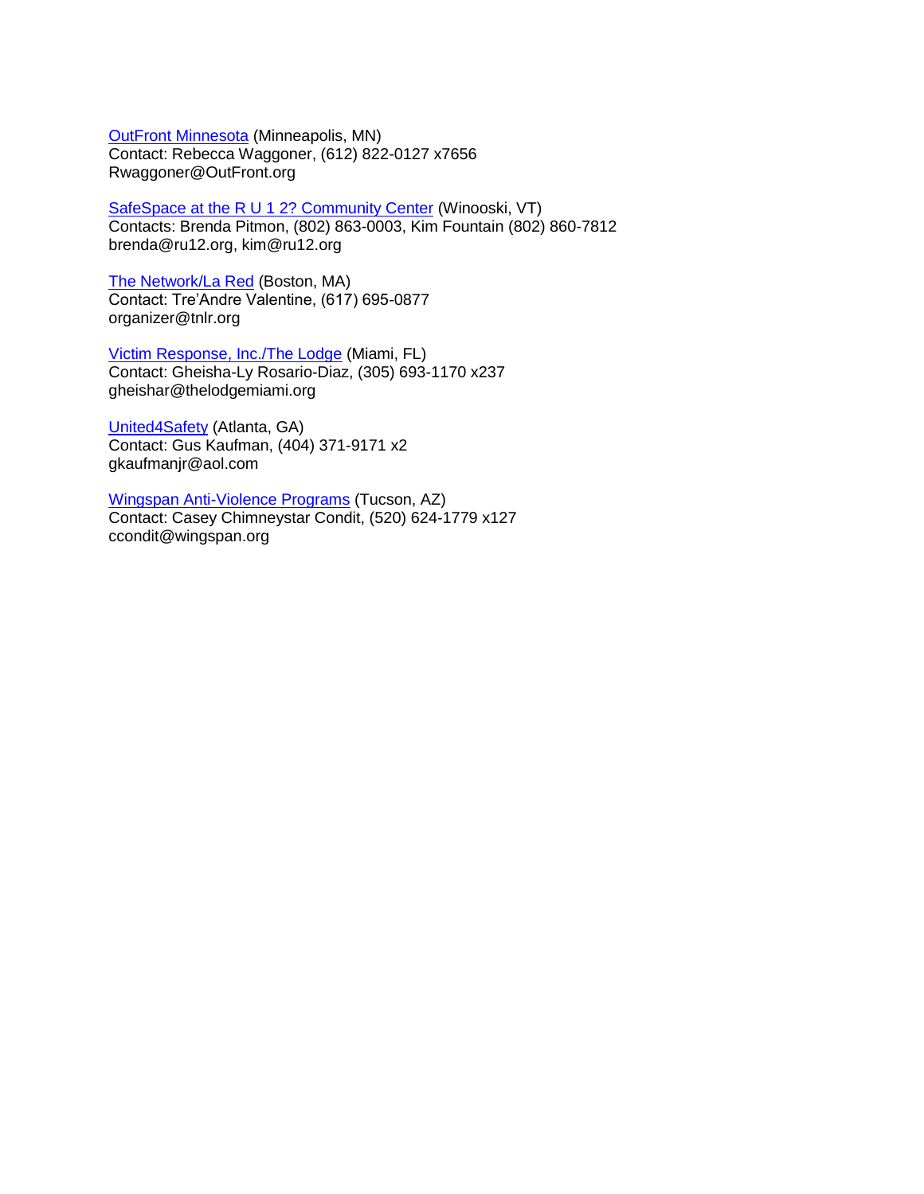OutFront Minnesota (Minneapolis, MN)
Contact: Rebecca Waggoner, (612) 822-0127 x7656
Rwaggoner@OutFront.org

SafeSpace at the R U 1 2? Community Center (Winooski, VT)
Contacts: Brenda Pitmon, (802) 863-0003, Kim Fountain (802) 860-7812
brenda@ru12.org, kim@ru12.org

The Network/La Red (Boston, MA)
Contact: Tre'Andre Valentine, (617) 695-0877
organizer@tnlr.org

Victim Response, Inc./The Lodge (Miami, FL)
Contact: Gheisha-Ly Rosario-Diaz, (305) 693-1170 x237
gheishar@thelodgemiami.org

United4Safety (Atlanta, GA)
Contact: Gus Kaufman, (404) 371-9171 x2
gkaufmanjr@aol.com

Wingspan Anti-Violence Programs (Tucson, AZ)
Contact: Casey Chimneystar Condit, (520) 624-1779 x127
ccondit@wingspan.org